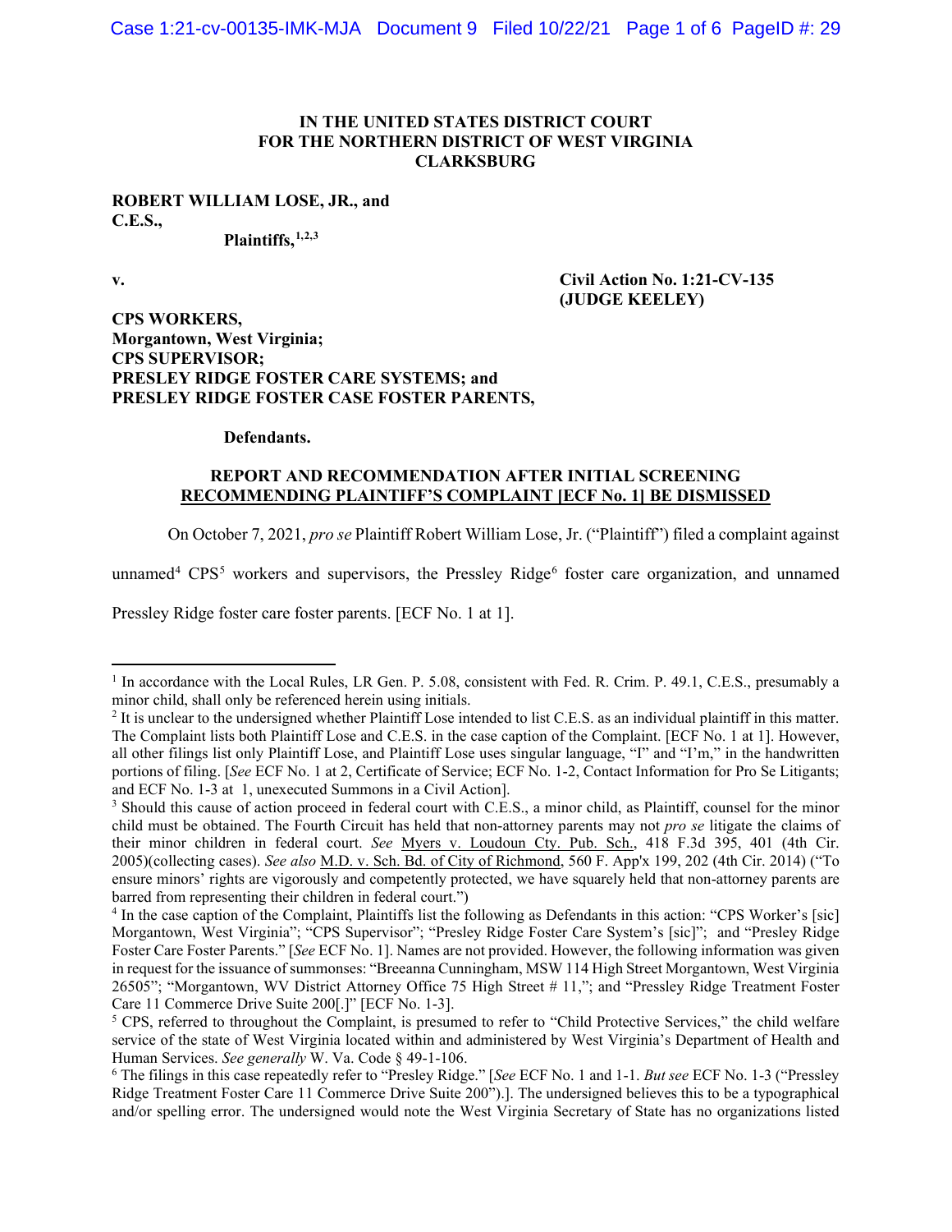**IN THE UNITED STATES DISTRICT COURT**
**FOR THE NORTHERN DISTRICT OF WEST VIRGINIA**
**CLARKSBURG**

**ROBERT WILLIAM LOSE, JR., and**
**C.E.S.,**

**Plaintiffs,**[1,2,3]

**v.** **Civil Action No. 1:21-CV-135**
**(JUDGE KEELEY)**

**CPS WORKERS,**
**Morgantown, West Virginia;**
**CPS SUPERVISOR;**
**PRESLEY RIDGE FOSTER CARE SYSTEMS; and**
**PRESLEY RIDGE FOSTER CASE FOSTER PARENTS,**

**Defendants.**

**REPORT AND RECOMMENDATION AFTER INITIAL SCREENING**
**RECOMMENDING PLAINTIFF'S COMPLAINT [ECF No. 1] BE DISMISSED**

On October 7, 2021, *pro se* Plaintiff Robert William Lose, Jr. ("Plaintiff") filed a complaint against unnamed[4] CPS[5] workers and supervisors, the Pressley Ridge[6] foster care organization, and unnamed Pressley Ridge foster care foster parents. [ECF No. 1 at 1].

---

[1] In accordance with the Local Rules, LR Gen. P. 5.08, consistent with Fed. R. Crim. P. 49.1, C.E.S., presumably a minor child, shall only be referenced herein using initials.

[2] It is unclear to the undersigned whether Plaintiff Lose intended to list C.E.S. as an individual plaintiff in this matter. The Complaint lists both Plaintiff Lose and C.E.S. in the case caption of the Complaint. [ECF No. 1 at 1]. However, all other filings list only Plaintiff Lose, and Plaintiff Lose uses singular language, "I" and "I'm," in the handwritten portions of filing. [*See* ECF No. 1 at 2, Certificate of Service; ECF No. 1-2, Contact Information for Pro Se Litigants; and ECF No. 1-3 at 1, unexecuted Summons in a Civil Action].

[3] Should this cause of action proceed in federal court with C.E.S., a minor child, as Plaintiff, counsel for the minor child must be obtained. The Fourth Circuit has held that non-attorney parents may not *pro se* litigate the claims of their minor children in federal court. *See* Myers v. Loudoun Cty. Pub. Sch., 418 F.3d 395, 401 (4th Cir. 2005)(collecting cases). *See also* M.D. v. Sch. Bd. of City of Richmond, 560 F. App'x 199, 202 (4th Cir. 2014) ("To ensure minors' rights are vigorously and competently protected, we have squarely held that non-attorney parents are barred from representing their children in federal court.")

[4] In the case caption of the Complaint, Plaintiffs list the following as Defendants in this action: "CPS Worker's [sic] Morgantown, West Virginia"; "CPS Supervisor"; "Presley Ridge Foster Care System's [sic]"; and "Presley Ridge Foster Care Foster Parents." [*See* ECF No. 1]. Names are not provided. However, the following information was given in request for the issuance of summonses: "Breeanna Cunningham, MSW 114 High Street Morgantown, West Virginia 26505"; "Morgantown, WV District Attorney Office 75 High Street # 11,"; and "Pressley Ridge Treatment Foster Care 11 Commerce Drive Suite 200[.]" [ECF No. 1-3].

[5] CPS, referred to throughout the Complaint, is presumed to refer to "Child Protective Services," the child welfare service of the state of West Virginia located within and administered by West Virginia's Department of Health and Human Services. *See generally* W. Va. Code § 49-1-106.

[6] The filings in this case repeatedly refer to "Presley Ridge." [*See* ECF No. 1 and 1-1. *But see* ECF No. 1-3 ("Pressley Ridge Treatment Foster Care 11 Commerce Drive Suite 200").]. The undersigned believes this to be a typographical and/or spelling error. The undersigned would note the West Virginia Secretary of State has no organizations listed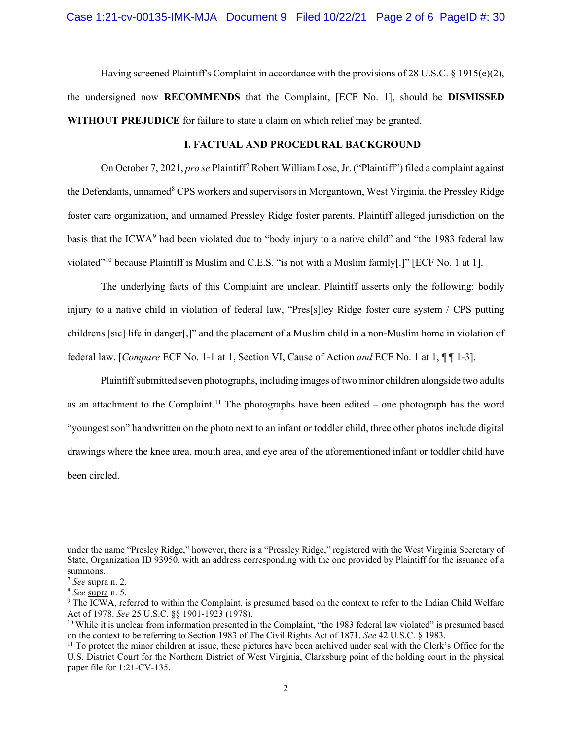Having screened Plaintiff's Complaint in accordance with the provisions of 28 U.S.C. § 1915(e)(2), the undersigned now **RECOMMENDS** that the Complaint, [ECF No. 1], should be **DISMISSED WITHOUT PREJUDICE** for failure to state a claim on which relief may be granted.

## I. FACTUAL AND PROCEDURAL BACKGROUND

On October 7, 2021, *pro se* Plaintiff[7] Robert William Lose, Jr. ("Plaintiff") filed a complaint against the Defendants, unnamed[8] CPS workers and supervisors in Morgantown, West Virginia, the Pressley Ridge foster care organization, and unnamed Pressley Ridge foster parents. Plaintiff alleged jurisdiction on the basis that the ICWA[9] had been violated due to "body injury to a native child" and "the 1983 federal law violated"[10] because Plaintiff is Muslim and C.E.S. "is not with a Muslim family[.]" [ECF No. 1 at 1].

The underlying facts of this Complaint are unclear. Plaintiff asserts only the following: bodily injury to a native child in violation of federal law, "Pres[s]ley Ridge foster care system / CPS putting childrens [sic] life in danger[,]" and the placement of a Muslim child in a non-Muslim home in violation of federal law. [*Compare* ECF No. 1-1 at 1, Section VI, Cause of Action *and* ECF No. 1 at 1, ¶ ¶ 1-3].

Plaintiff submitted seven photographs, including images of two minor children alongside two adults as an attachment to the Complaint.[11] The photographs have been edited – one photograph has the word "youngest son" handwritten on the photo next to an infant or toddler child, three other photos include digital drawings where the knee area, mouth area, and eye area of the aforementioned infant or toddler child have been circled.

---

under the name "Presley Ridge," however, there is a "Pressley Ridge," registered with the West Virginia Secretary of State, Organization ID 93950, with an address corresponding with the one provided by Plaintiff for the issuance of a summons.

[7] *See* supra n. 2.

[8] *See* supra n. 5.

[9] The ICWA, referred to within the Complaint, is presumed based on the context to refer to the Indian Child Welfare Act of 1978. *See* 25 U.S.C. §§ 1901-1923 (1978).

[10] While it is unclear from information presented in the Complaint, "the 1983 federal law violated" is presumed based on the context to be referring to Section 1983 of The Civil Rights Act of 1871. *See* 42 U.S.C. § 1983.

[11] To protect the minor children at issue, these pictures have been archived under seal with the Clerk's Office for the U.S. District Court for the Northern District of West Virginia, Clarksburg point of the holding court in the physical paper file for 1:21-CV-135.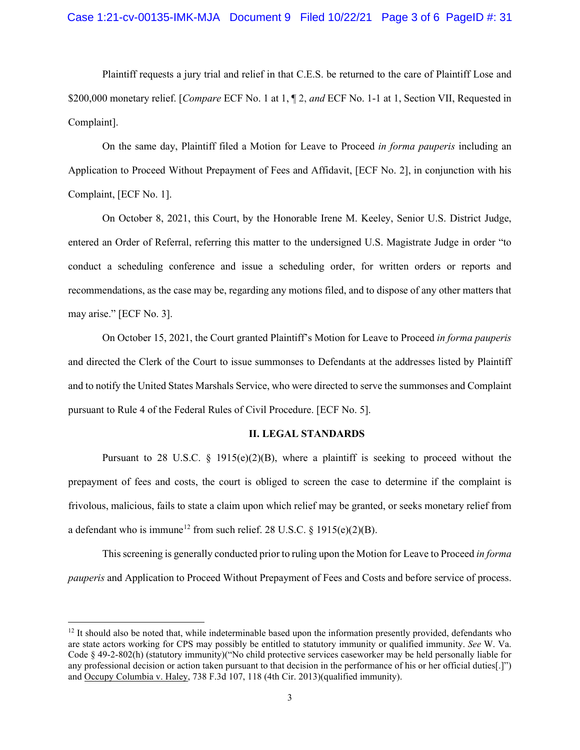Plaintiff requests a jury trial and relief in that C.E.S. be returned to the care of Plaintiff Lose and $200,000 monetary relief. [*Compare* ECF No. 1 at 1, ¶ 2, *and* ECF No. 1-1 at 1, Section VII, Requested in Complaint].

On the same day, Plaintiff filed a Motion for Leave to Proceed *in forma pauperis* including an Application to Proceed Without Prepayment of Fees and Affidavit, [ECF No. 2], in conjunction with his Complaint, [ECF No. 1].

On October 8, 2021, this Court, by the Honorable Irene M. Keeley, Senior U.S. District Judge, entered an Order of Referral, referring this matter to the undersigned U.S. Magistrate Judge in order "to conduct a scheduling conference and issue a scheduling order, for written orders or reports and recommendations, as the case may be, regarding any motions filed, and to dispose of any other matters that may arise." [ECF No. 3].

On October 15, 2021, the Court granted Plaintiff's Motion for Leave to Proceed *in forma pauperis* and directed the Clerk of the Court to issue summonses to Defendants at the addresses listed by Plaintiff and to notify the United States Marshals Service, who were directed to serve the summonses and Complaint pursuant to Rule 4 of the Federal Rules of Civil Procedure. [ECF No. 5].

## II. LEGAL STANDARDS

Pursuant to 28 U.S.C. § 1915(e)(2)(B), where a plaintiff is seeking to proceed without the prepayment of fees and costs, the court is obliged to screen the case to determine if the complaint is frivolous, malicious, fails to state a claim upon which relief may be granted, or seeks monetary relief from a defendant who is immune[12] from such relief. 28 U.S.C. § 1915(e)(2)(B).

This screening is generally conducted prior to ruling upon the Motion for Leave to Proceed *in forma pauperis* and Application to Proceed Without Prepayment of Fees and Costs and before service of process.

---

[12] It should also be noted that, while indeterminable based upon the information presently provided, defendants who are state actors working for CPS may possibly be entitled to statutory immunity or qualified immunity. *See* W. Va. Code § 49-2-802(h) (statutory immunity)("No child protective services caseworker may be held personally liable for any professional decision or action taken pursuant to that decision in the performance of his or her official duties[.]") and Occupy Columbia v. Haley, 738 F.3d 107, 118 (4th Cir. 2013)(qualified immunity).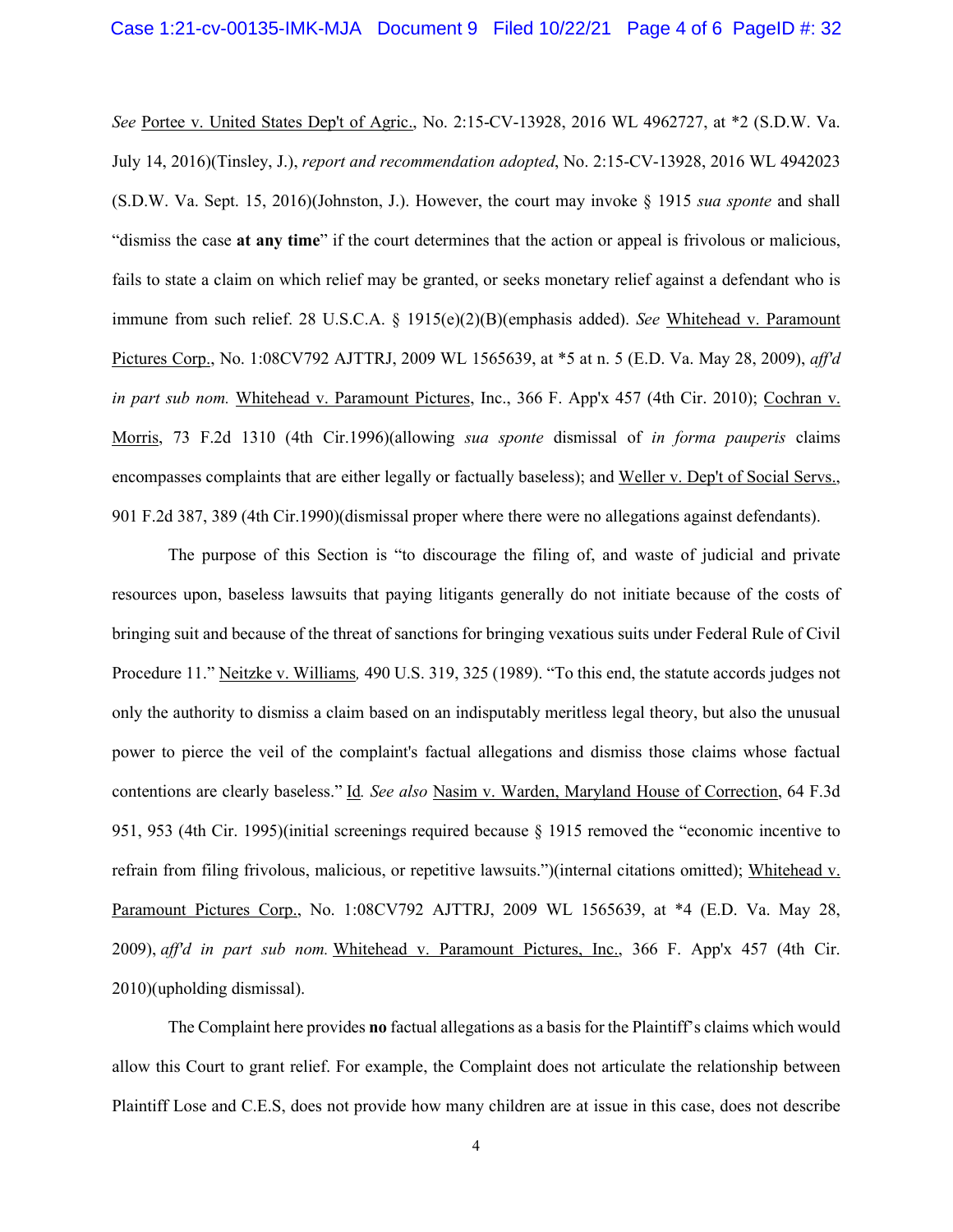*See* Portee v. United States Dep't of Agric., No. 2:15-CV-13928, 2016 WL 4962727, at *2 (S.D.W. Va. July 14, 2016)(Tinsley, J.), *report and recommendation adopted*, No. 2:15-CV-13928, 2016 WL 4942023 (S.D.W. Va. Sept. 15, 2016)(Johnston, J.). However, the court may invoke § 1915 *sua sponte* and shall "dismiss the case **at any time**" if the court determines that the action or appeal is frivolous or malicious, fails to state a claim on which relief may be granted, or seeks monetary relief against a defendant who is immune from such relief. 28 U.S.C.A. § 1915(e)(2)(B)(emphasis added). *See* Whitehead v. Paramount Pictures Corp., No. 1:08CV792 AJTTRJ, 2009 WL 1565639, at *5 at n. 5 (E.D. Va. May 28, 2009), *aff'd in part sub nom.* Whitehead v. Paramount Pictures, Inc., 366 F. App'x 457 (4th Cir. 2010); Cochran v. Morris, 73 F.2d 1310 (4th Cir.1996)(allowing *sua sponte* dismissal of *in forma pauperis* claims encompasses complaints that are either legally or factually baseless); and Weller v. Dep't of Social Servs., 901 F.2d 387, 389 (4th Cir.1990)(dismissal proper where there were no allegations against defendants).

The purpose of this Section is "to discourage the filing of, and waste of judicial and private resources upon, baseless lawsuits that paying litigants generally do not initiate because of the costs of bringing suit and because of the threat of sanctions for bringing vexatious suits under Federal Rule of Civil Procedure 11." Neitzke v. Williams*,* 490 U.S. 319, 325 (1989). "To this end, the statute accords judges not only the authority to dismiss a claim based on an indisputably meritless legal theory, but also the unusual power to pierce the veil of the complaint's factual allegations and dismiss those claims whose factual contentions are clearly baseless." Id*. See also* Nasim v. Warden, Maryland House of Correction, 64 F.3d 951, 953 (4th Cir. 1995)(initial screenings required because § 1915 removed the "economic incentive to refrain from filing frivolous, malicious, or repetitive lawsuits.")(internal citations omitted); Whitehead v. Paramount Pictures Corp., No. 1:08CV792 AJTTRJ, 2009 WL 1565639, at *4 (E.D. Va. May 28, 2009), *aff'd in part sub nom.* Whitehead v. Paramount Pictures, Inc., 366 F. App'x 457 (4th Cir. 2010)(upholding dismissal).

The Complaint here provides **no** factual allegations as a basis for the Plaintiff's claims which would allow this Court to grant relief. For example, the Complaint does not articulate the relationship between Plaintiff Lose and C.E.S, does not provide how many children are at issue in this case, does not describe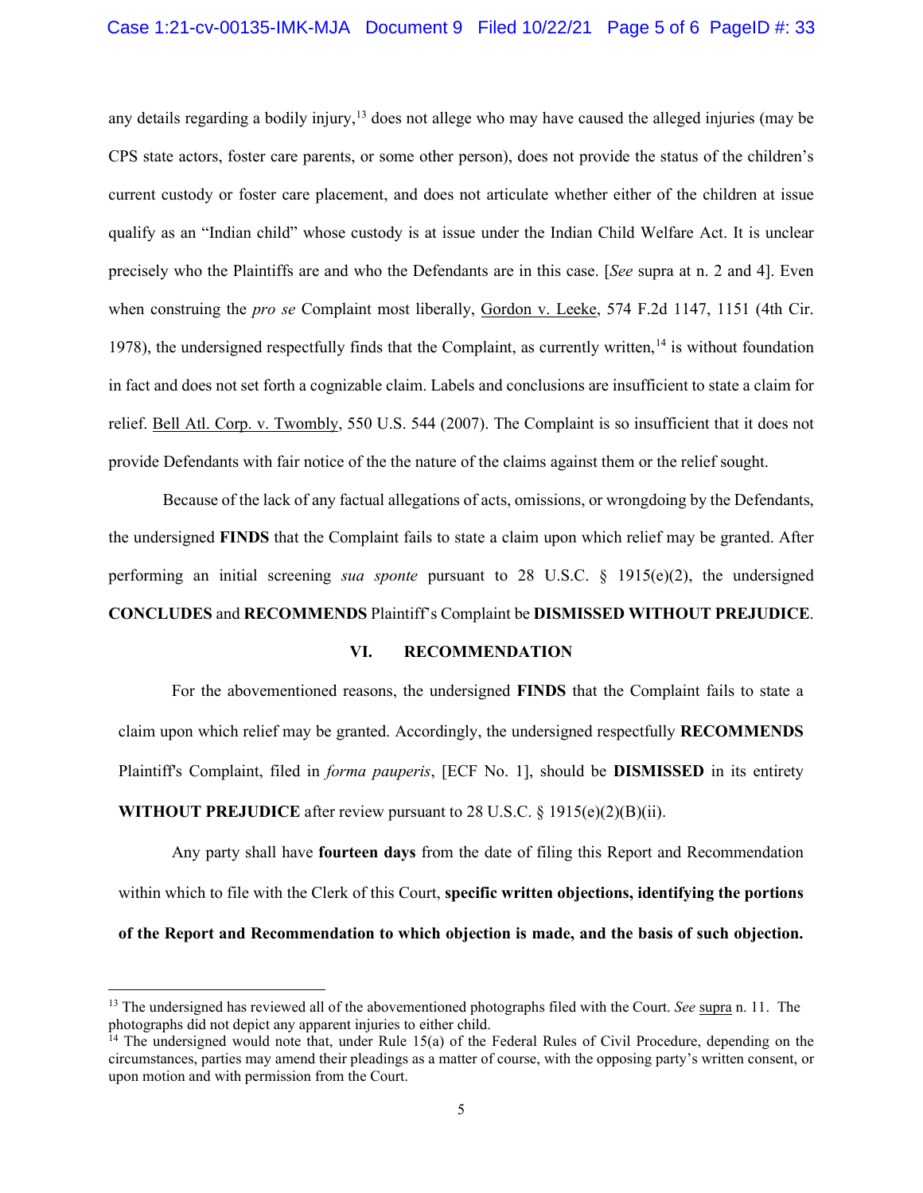any details regarding a bodily injury,[13] does not allege who may have caused the alleged injuries (may be CPS state actors, foster care parents, or some other person), does not provide the status of the children's current custody or foster care placement, and does not articulate whether either of the children at issue qualify as an "Indian child" whose custody is at issue under the Indian Child Welfare Act. It is unclear precisely who the Plaintiffs are and who the Defendants are in this case. [*See* supra at n. 2 and 4]. Even when construing the *pro se* Complaint most liberally, Gordon v. Leeke, 574 F.2d 1147, 1151 (4th Cir. 1978), the undersigned respectfully finds that the Complaint, as currently written,[14] is without foundation in fact and does not set forth a cognizable claim. Labels and conclusions are insufficient to state a claim for relief. Bell Atl. Corp. v. Twombly, 550 U.S. 544 (2007). The Complaint is so insufficient that it does not provide Defendants with fair notice of the the nature of the claims against them or the relief sought.

Because of the lack of any factual allegations of acts, omissions, or wrongdoing by the Defendants, the undersigned **FINDS** that the Complaint fails to state a claim upon which relief may be granted. After performing an initial screening *sua sponte* pursuant to 28 U.S.C. § 1915(e)(2), the undersigned **CONCLUDES** and **RECOMMENDS** Plaintiff's Complaint be **DISMISSED WITHOUT PREJUDICE**.

## VI. RECOMMENDATION

For the abovementioned reasons, the undersigned **FINDS** that the Complaint fails to state a claim upon which relief may be granted. Accordingly, the undersigned respectfully **RECOMMENDS** Plaintiff's Complaint, filed in *forma pauperis*, [ECF No. 1], should be **DISMISSED** in its entirety **WITHOUT PREJUDICE** after review pursuant to 28 U.S.C. § 1915(e)(2)(B)(ii).

Any party shall have **fourteen days** from the date of filing this Report and Recommendation within which to file with the Clerk of this Court, **specific written objections, identifying the portions of the Report and Recommendation to which objection is made, and the basis of such objection.**

---

[13] The undersigned has reviewed all of the abovementioned photographs filed with the Court. *See* supra n. 11. The photographs did not depict any apparent injuries to either child.

[14] The undersigned would note that, under Rule 15(a) of the Federal Rules of Civil Procedure, depending on the circumstances, parties may amend their pleadings as a matter of course, with the opposing party's written consent, or upon motion and with permission from the Court.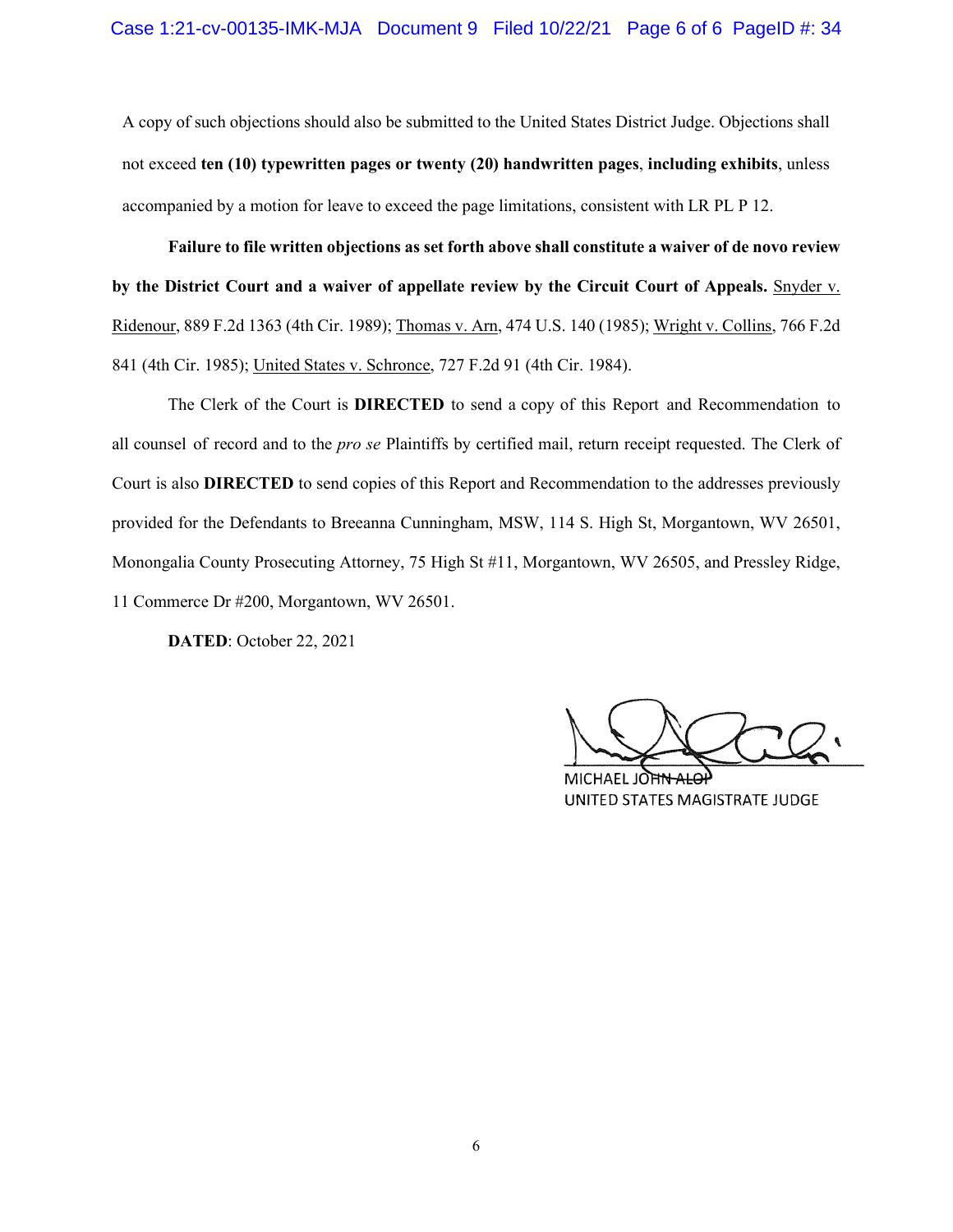A copy of such objections should also be submitted to the United States District Judge. Objections shall not exceed **ten (10) typewritten pages or twenty (20) handwritten pages**, **including exhibits**, unless accompanied by a motion for leave to exceed the page limitations, consistent with LR PL P 12.

**Failure to file written objections as set forth above shall constitute a waiver of de novo review by the District Court and a waiver of appellate review by the Circuit Court of Appeals.** Snyder v. Ridenour, 889 F.2d 1363 (4th Cir. 1989); Thomas v. Arn, 474 U.S. 140 (1985); Wright v. Collins, 766 F.2d 841 (4th Cir. 1985); United States v. Schronce, 727 F.2d 91 (4th Cir. 1984).

The Clerk of the Court is **DIRECTED** to send a copy of this Report and Recommendation to all counsel of record and to the *pro se* Plaintiffs by certified mail, return receipt requested. The Clerk of Court is also **DIRECTED** to send copies of this Report and Recommendation to the addresses previously provided for the Defendants to Breeanna Cunningham, MSW, 114 S. High St, Morgantown, WV 26501, Monongalia County Prosecuting Attorney, 75 High St #11, Morgantown, WV 26505, and Pressley Ridge, 11 Commerce Dr #200, Morgantown, WV 26501.

**DATED**: October 22, 2021

MICHAEL JOHN ALOI
UNITED STATES MAGISTRATE JUDGE